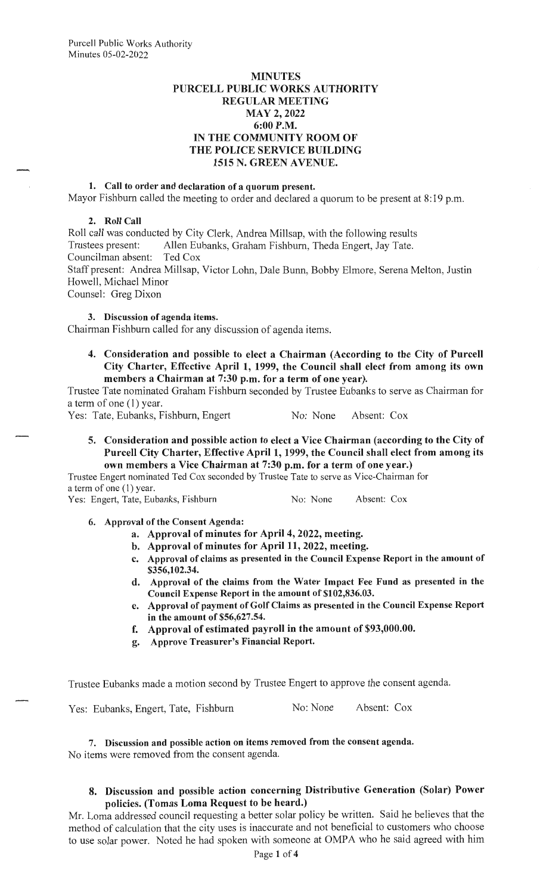# MINUTES
# PURCELL PUBLIC WORKS AUTHORITY
## REGULAR MEETING
## MAY 2, 2022
## 6:00 P.M.
## IN THE COMMUNITY ROOM OF THE POLICE SERVICE BUILDING
## 1515 N. GREEN AVENUE.

**1. Call to order and declaration of a quorum present.**

Mayor Fishburn called the meeting to order and declared a quorum to be present at 8:19 p.m.

**2. Roll Call**

Roll call was conducted by City Clerk, Andrea Millsap, with the following results

Trustees present: Allen Eubanks, Graham Fishburn, Theda Engert, Jay Tate.

Councilman absent: Ted Cox

Staff present: Andrea Millsap, Victor Lohn, Dale Bunn, Bobby Elmore, Serena Melton, Justin Howell, Michael Minor

Counsel: Greg Dixon

**3. Discussion of agenda items.**

Chairman Fishburn called for any discussion of agenda items.

**4. Consideration and possible to elect a Chairman (According to the City of Purcell City Charter, Effective April 1, 1999, the Council shall elect from among its own members a Chairman at 7:30 p.m. for a term of one year).**

Trustee Tate nominated Graham Fishburn seconded by Trustee Eubanks to serve as Chairman for a term of one (1) year.

Yes: Tate, Eubanks, Fishburn, Engert No: None Absent: Cox

**5. Consideration and possible action to elect a Vice Chairman (according to the City of Purcell City Charter, Effective April 1, 1999, the Council shall elect from among its own members a Vice Chairman at 7:30 p.m. for a term of one year.)**

Trustee Engert nominated Ted Cox seconded by Trustee Tate to serve as Vice-Chairman for a term of one (1) year.

Yes: Engert, Tate, Eubanks, Fishburn No: None Absent: Cox

**6. Approval of the Consent Agenda:**

- a. **Approval of minutes for April 4, 2022, meeting.**
- b. **Approval of minutes for April 11, 2022, meeting.**
- c. **Approval of claims as presented in the Council Expense Report in the amount of $356,102.34.**
- d. **Approval of the claims from the Water Impact Fee Fund as presented in the Council Expense Report in the amount of $102,836.03.**
- e. **Approval of payment of Golf Claims as presented in the Council Expense Report in the amount of $56,627.54.**
- f. **Approval of estimated payroll in the amount of $93,000.00.**
- g. **Approve Treasurer's Financial Report.**

Trustee Eubanks made a motion second by Trustee Engert to approve the consent agenda.

Yes: Eubanks, Engert, Tate, Fishburn No: None Absent: Cox

**7. Discussion and possible action on items removed from the consent agenda.**

No items were removed from the consent agenda.

**8. Discussion and possible action concerning Distributive Generation (Solar) Power policies. (Tomas Loma Request to be heard.)**

Mr. Loma addressed council requesting a better solar policy be written. Said he believes that the method of calculation that the city uses is inaccurate and not beneficial to customers who choose to use solar power. Noted he had spoken with someone at OMPA who he said agreed with him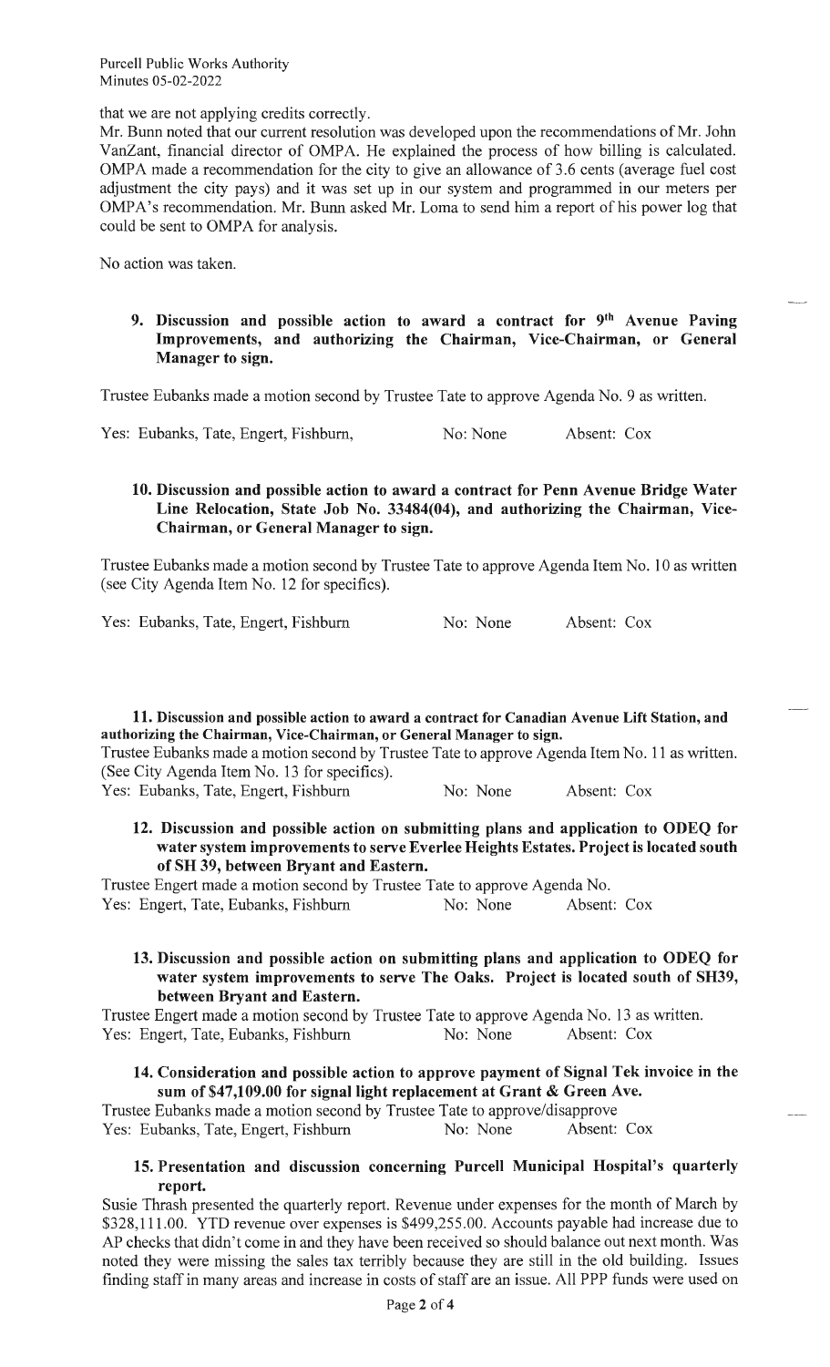that we are not applying credits correctly.

Mr. Bunn noted that our current resolution was developed upon the recommendations of Mr. John VanZant, financial director of OMPA. He explained the process of how billing is calculated. OMPA made a recommendation for the city to give an allowance of 3.6 cents (average fuel cost adjustment the city pays) and it was set up in our system and programmed in our meters per OMPA's recommendation. Mr. Bunn asked Mr. Loma to send him a report of his power log that could be sent to OMPA for analysis.

No action was taken.

**9. Discussion and possible action to award a contract for 9th Avenue Paving Improvements, and authorizing the Chairman, Vice-Chairman, or General Manager to sign.**

Trustee Eubanks made a motion second by Trustee Tate to approve Agenda No. 9 as written.

Yes: Eubanks, Tate, Engert, Fishburn, No: None Absent: Cox

**10. Discussion and possible action to award a contract for Penn Avenue Bridge Water Line Relocation, State Job No. 33484(04), and authorizing the Chairman, Vice-Chairman, or General Manager to sign.**

Trustee Eubanks made a motion second by Trustee Tate to approve Agenda Item No. 10 as written (see City Agenda Item No. 12 for specifics).

Yes: Eubanks, Tate, Engert, Fishburn No: None Absent: Cox

**11. Discussion and possible action to award a contract for Canadian Avenue Lift Station, and authorizing the Chairman, Vice-Chairman, or General Manager to sign.**

Trustee Eubanks made a motion second by Trustee Tate to approve Agenda Item No. 11 as written. (See City Agenda Item No. 13 for specifics).

Yes: Eubanks, Tate, Engert, Fishburn No: None Absent: Cox

**12. Discussion and possible action on submitting plans and application to ODEQ for water system improvements to serve Everlee Heights Estates. Project is located south of SH 39, between Bryant and Eastern.**

Trustee Engert made a motion second by Trustee Tate to approve Agenda No.

Yes: Engert, Tate, Eubanks, Fishburn No: None Absent: Cox

**13. Discussion and possible action on submitting plans and application to ODEQ for water system improvements to serve The Oaks. Project is located south of SH39, between Bryant and Eastern.**

Trustee Engert made a motion second by Trustee Tate to approve Agenda No. 13 as written.

Yes: Engert, Tate, Eubanks, Fishburn No: None Absent: Cox

**14. Consideration and possible action to approve payment of Signal Tek invoice in the sum of $47,109.00 for signal light replacement at Grant & Green Ave.**

Trustee Eubanks made a motion second by Trustee Tate to approve/disapprove

Yes: Eubanks, Tate, Engert, Fishburn No: None Absent: Cox

**15. Presentation and discussion concerning Purcell Municipal Hospital's quarterly report.**

Susie Thrash presented the quarterly report. Revenue under expenses for the month of March by $328,111.00. YTD revenue over expenses is $499,255.00. Accounts payable had increase due to AP checks that didn't come in and they have been received so should balance out next month. Was noted they were missing the sales tax terribly because they are still in the old building. Issues finding staff in many areas and increase in costs of staff are an issue. All PPP funds were used on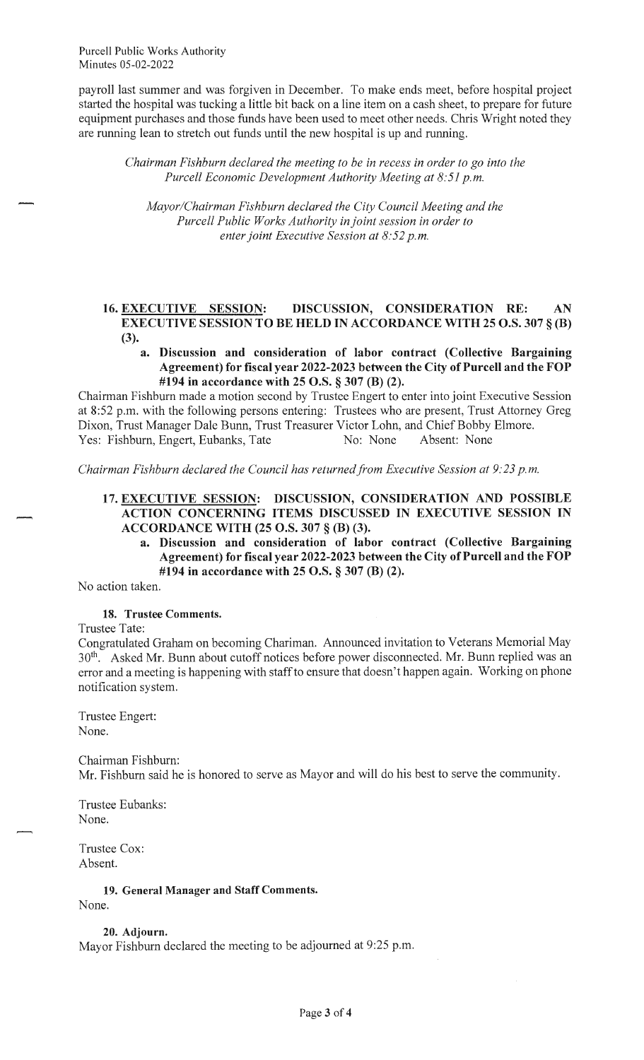payroll last summer and was forgiven in December. To make ends meet, before hospital project started the hospital was tucking a little bit back on a line item on a cash sheet, to prepare for future equipment purchases and those funds have been used to meet other needs. Chris Wright noted they are running lean to stretch out funds until the new hospital is up and running.

*Chairman Fishburn declared the meeting to be in recess in order to go into the Purcell Economic Development Authority Meeting at 8:51 p.m.*

*Mayor/Chairman Fishburn declared the City Council Meeting and the Purcell Public Works Authority in joint session in order to enter joint Executive Session at 8:52 p.m.*

**16. EXECUTIVE SESSION: DISCUSSION, CONSIDERATION RE: AN EXECUTIVE SESSION TO BE HELD IN ACCORDANCE WITH 25 O.S. 307 § (B) (3).**

**a. Discussion and consideration of labor contract (Collective Bargaining Agreement) for fiscal year 2022-2023 between the City of Purcell and the FOP #194 in accordance with 25 O.S. § 307 (B) (2).**

Chairman Fishburn made a motion second by Trustee Engert to enter into joint Executive Session at 8:52 p.m. with the following persons entering: Trustees who are present, Trust Attorney Greg Dixon, Trust Manager Dale Bunn, Trust Treasurer Victor Lohn, and Chief Bobby Elmore.
Yes: Fishburn, Engert, Eubanks, Tate No: None Absent: None

*Chairman Fishburn declared the Council has returned from Executive Session at 9:23 p.m.*

**17. EXECUTIVE SESSION: DISCUSSION, CONSIDERATION AND POSSIBLE ACTION CONCERNING ITEMS DISCUSSED IN EXECUTIVE SESSION IN ACCORDANCE WITH (25 O.S. 307 § (B) (3).**

**a. Discussion and consideration of labor contract (Collective Bargaining Agreement) for fiscal year 2022-2023 between the City of Purcell and the FOP #194 in accordance with 25 O.S. § 307 (B) (2).**

No action taken.

**18. Trustee Comments.**

Trustee Tate:
Congratulated Graham on becoming Chariman. Announced invitation to Veterans Memorial May 30th. Asked Mr. Bunn about cutoff notices before power disconnected. Mr. Bunn replied was an error and a meeting is happening with staff to ensure that doesn't happen again. Working on phone notification system.

Trustee Engert:
None.

Chairman Fishburn:
Mr. Fishburn said he is honored to serve as Mayor and will do his best to serve the community.

Trustee Eubanks:
None.

Trustee Cox:
Absent.

**19. General Manager and Staff Comments.**

None.

**20. Adjourn.**

Mayor Fishburn declared the meeting to be adjourned at 9:25 p.m.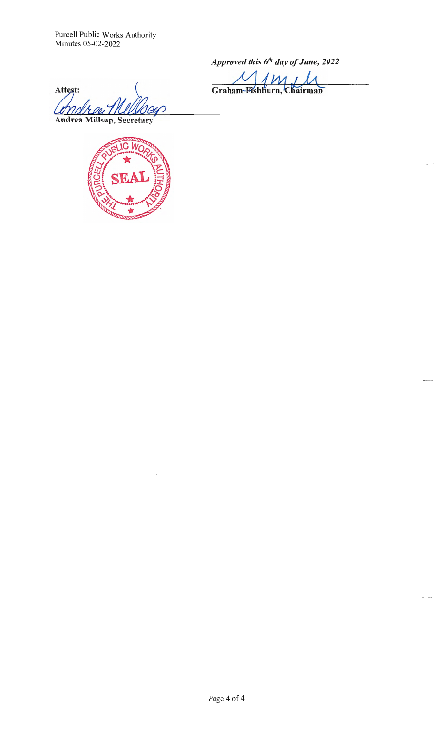*Approved this 6th day of June, 2022*

Graham Fishburn, Chairman

Attest:

Andrea Millsap, Secretary